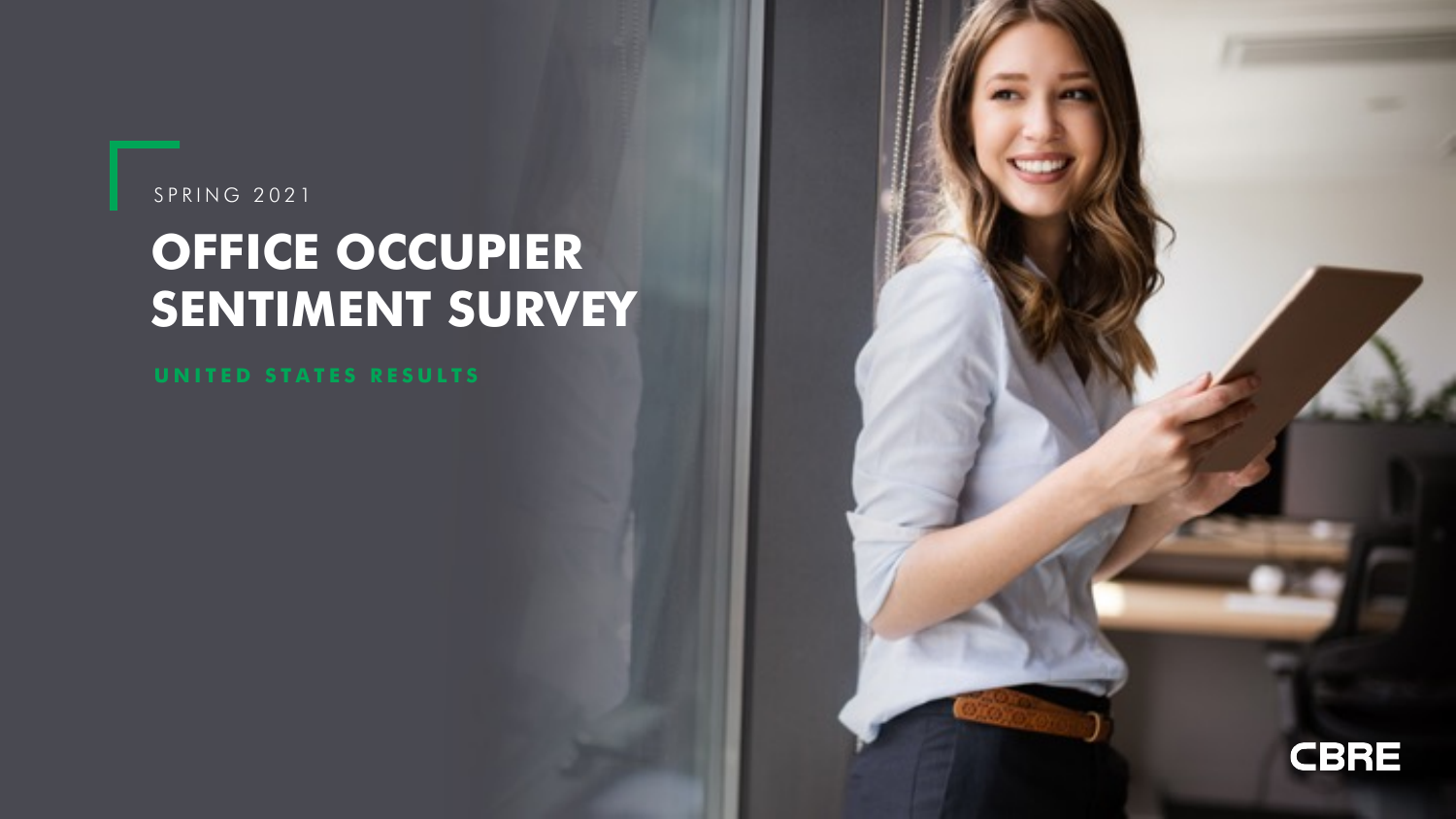SPRING 2021

# OFFICE OCCUPIER SENTIMENT SURVEY

## UNITED STATES RESULTS

CBRE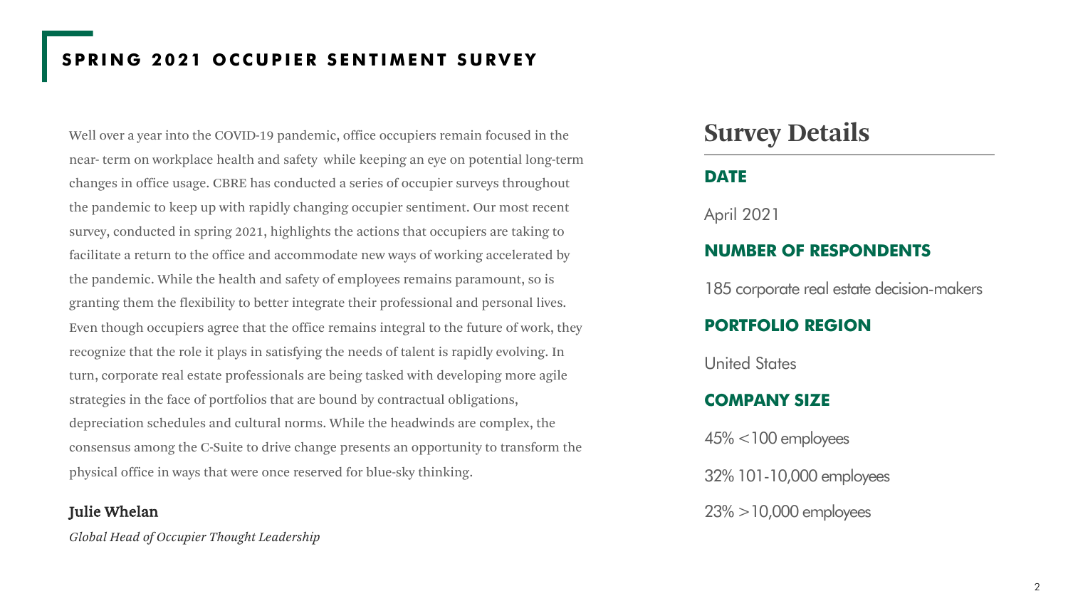# SPRING 2021 OCCUPIER SENTIMENT SURVEY

Well over a year into the COVID-19 pandemic, office occupiers remain focused in the near- term on workplace health and safety while keeping an eye on potential long-term changes in office usage. CBRE has conducted a series of occupier surveys throughout the pandemic to keep up with rapidly changing occupier sentiment. Our most recent survey, conducted in spring 2021, highlights the actions that occupiers are taking to facilitate a return to the office and accommodate new ways of working accelerated by the pandemic. While the health and safety of employees remains paramount, so is granting them the flexibility to better integrate their professional and personal lives. Even though occupiers agree that the office remains integral to the future of work, they recognize that the role it plays in satisfying the needs of talent is rapidly evolving. In turn, corporate real estate professionals are being tasked with developing more agile strategies in the face of portfolios that are bound by contractual obligations, depreciation schedules and cultural norms. While the headwinds are complex, the consensus among the C-Suite to drive change presents an opportunity to transform the physical office in ways that were once reserved for blue-sky thinking.

**Julie Whelan**

*Global Head of Occupier Thought Leadership*

## Survey Details

### DATE

April 2021

### NUMBER OF RESPONDENTS

185 corporate real estate decision-makers

### PORTFOLIO REGION

United States

### COMPANY SIZE

45% <100 employees

32% 101-10,000 employees

23% >10,000 employees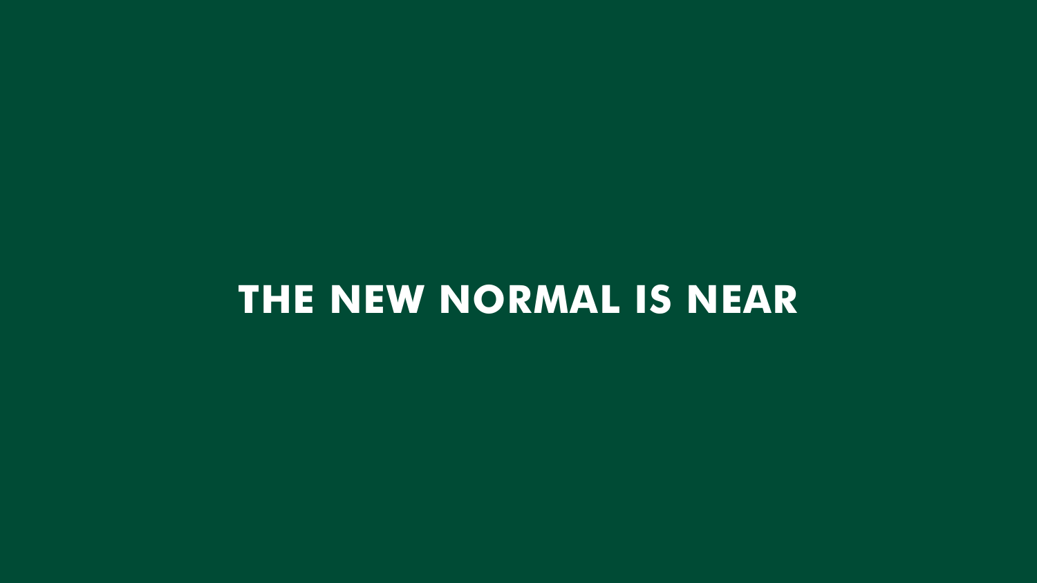# THE NEW NORMAL IS NEAR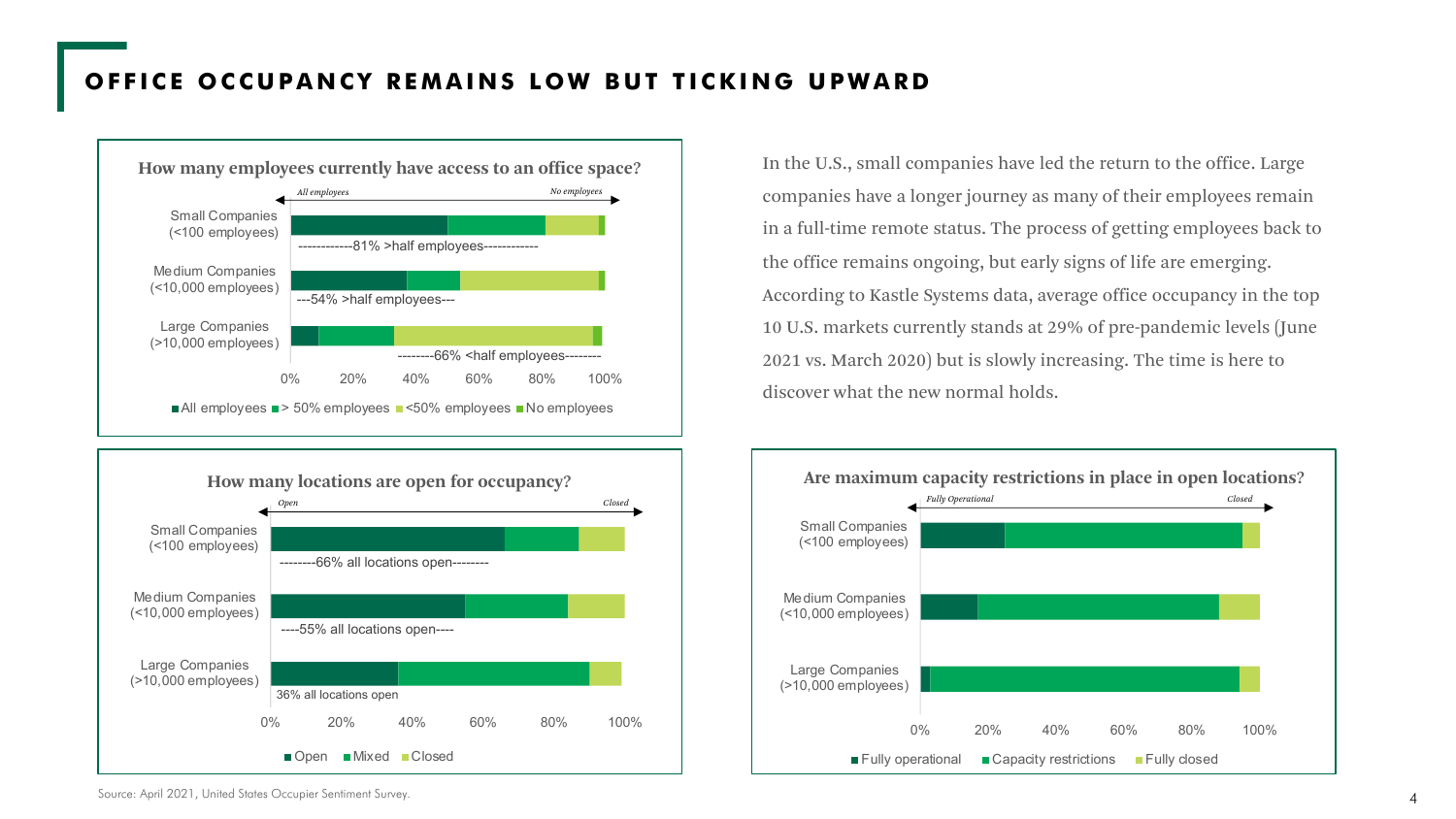# OFFICE OCCUPANCY REMAINS LOW BUT TICKING UPWARD

**How many employees currently have access to an office space?**

*All employees* → *No employees*

Small Companies (<100 employees)
------------81% >half employees------------

Medium Companies (<10,000 employees)
---54% >half employees---

Large Companies (>10,000 employees)
--------66% <half employees--------

0% 20% 40% 60% 80% 100%

All employees | > 50% employees | <50% employees | No employees

**How many locations are open for occupancy?**

*Open* → *Closed*

Small Companies (<100 employees)
--------66% all locations open--------

Medium Companies (<10,000 employees)
----55% all locations open----

Large Companies (>10,000 employees)
36% all locations open

0% 20% 40% 60% 80% 100%

Open | Mixed | Closed

In the U.S., small companies have led the return to the office. Large companies have a longer journey as many of their employees remain in a full-time remote status. The process of getting employees back to the office remains ongoing, but early signs of life are emerging. According to Kastle Systems data, average office occupancy in the top 10 U.S. markets currently stands at 29% of pre-pandemic levels (June 2021 vs. March 2020) but is slowly increasing. The time is here to discover what the new normal holds.

**Are maximum capacity restrictions in place in open locations?**

*Fully Operational* → *Closed*

Small Companies (<100 employees)

Medium Companies (<10,000 employees)

Large Companies (>10,000 employees)

0% 20% 40% 60% 80% 100%

Fully operational | Capacity restrictions | Fully closed

Source: April 2021, United States Occupier Sentiment Survey.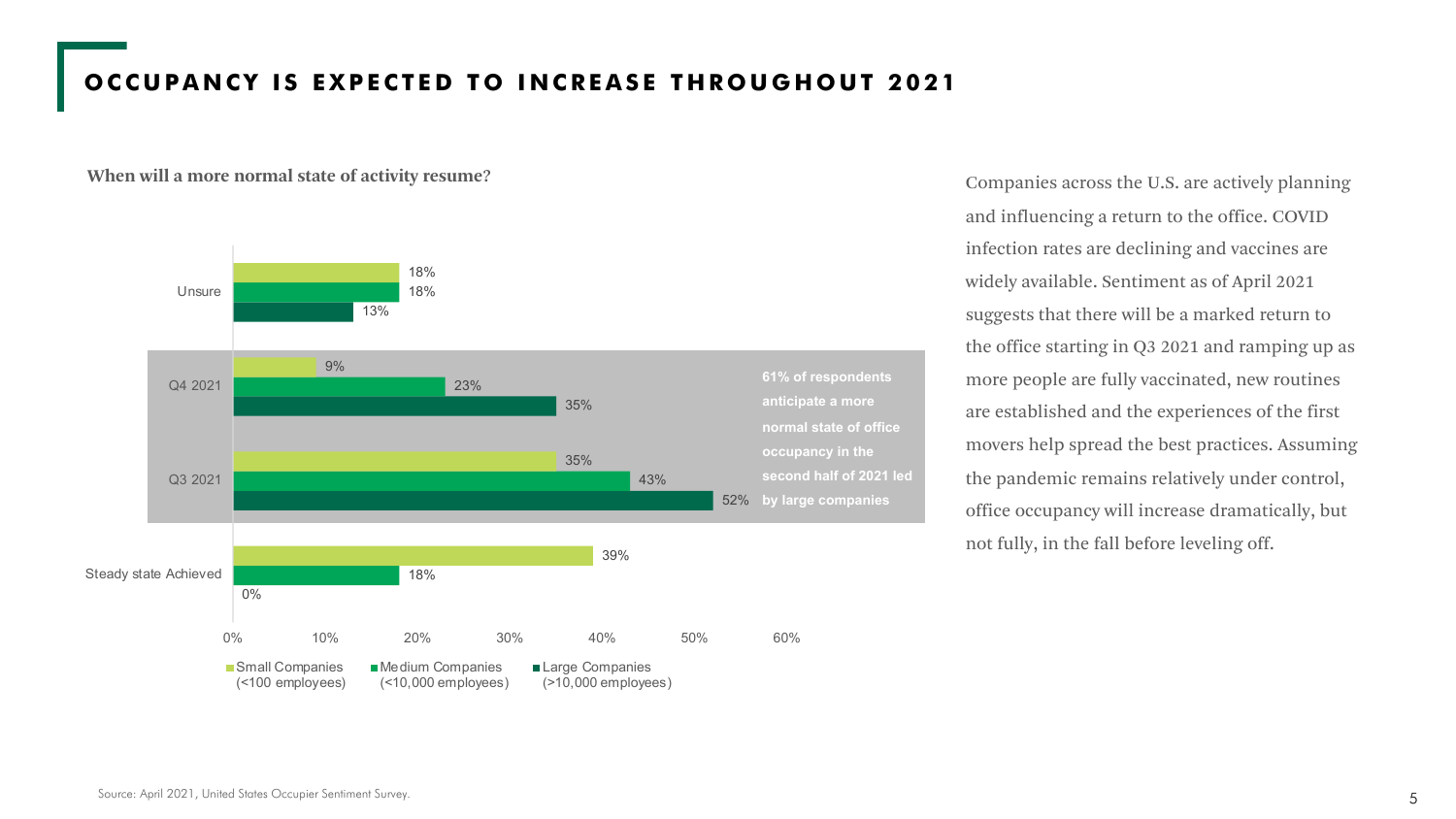# OCCUPANCY IS EXPECTED TO INCREASE THROUGHOUT 2021

**When will a more normal state of activity resume?**

| | Small Companies (<100 employees) | Medium Companies (<10,000 employees) | Large Companies (>10,000 employees) |
|---|---|---|---|
| Unsure | 18% | 18% | 13% |
| Q4 2021 | 9% | 23% | 35% |
| Q3 2021 | 35% | 43% | 52% |
| Steady state Achieved | 39% | 18% | 0% |

**61% of respondents anticipate a more normal state of office occupancy in the second half of 2021 led by large companies**

Companies across the U.S. are actively planning and influencing a return to the office. COVID infection rates are declining and vaccines are widely available. Sentiment as of April 2021 suggests that there will be a marked return to the office starting in Q3 2021 and ramping up as more people are fully vaccinated, new routines are established and the experiences of the first movers help spread the best practices. Assuming the pandemic remains relatively under control, office occupancy will increase dramatically, but not fully, in the fall before leveling off.

Source: April 2021, United States Occupier Sentiment Survey.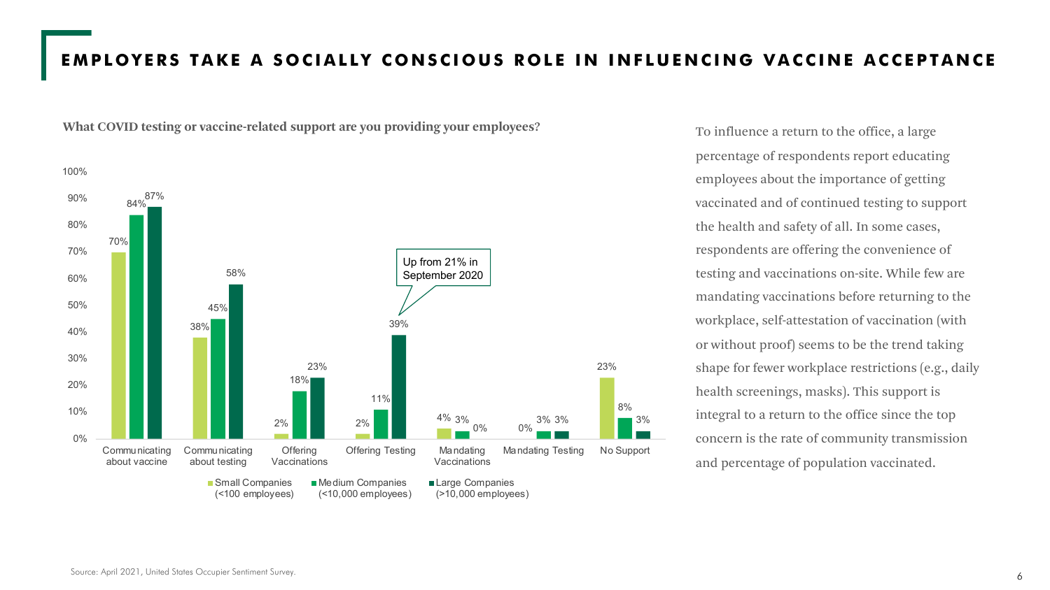# EMPLOYERS TAKE A SOCIALLY CONSCIOUS ROLE IN INFLUENCING VACCINE ACCEPTANCE

**What COVID testing or vaccine-related support are you providing your employees?**

| | Small Companies (<100 employees) | Medium Companies (<10,000 employees) | Large Companies (>10,000 employees) |
|---|---|---|---|
| Communicating about vaccine | 70% | 84% | 87% |
| Communicating about testing | 38% | 45% | 58% |
| Offering Vaccinations | 2% | 18% | 23% |
| Offering Testing | 2% | 11% | 39% |
| Mandating Vaccinations | 4% | 3% | 0% |
| Mandating Testing | 0% | 3% | 3% |
| No Support | 23% | 8% | 3% |

Up from 21% in September 2020

To influence a return to the office, a large percentage of respondents report educating employees about the importance of getting vaccinated and of continued testing to support the health and safety of all. In some cases, respondents are offering the convenience of testing and vaccinations on-site. While few are mandating vaccinations before returning to the workplace, self-attestation of vaccination (with or without proof) seems to be the trend taking shape for fewer workplace restrictions (e.g., daily health screenings, masks). This support is integral to a return to the office since the top concern is the rate of community transmission and percentage of population vaccinated.

Source: April 2021, United States Occupier Sentiment Survey.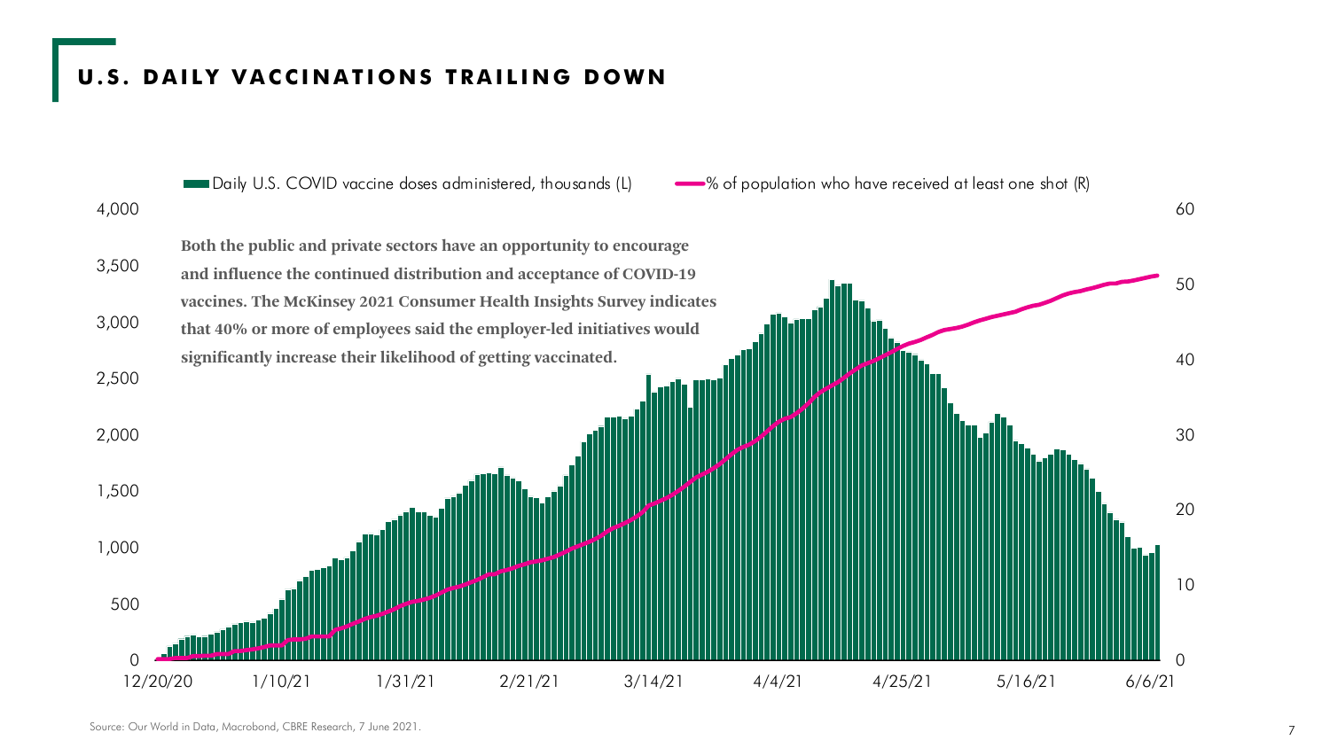## U.S. DAILY VACCINATIONS TRAILING DOWN

Daily U.S. COVID vaccine doses administered, thousands (L)

% of population who have received at least one shot (R)

**Both the public and private sectors have an opportunity to encourage and influence the continued distribution and acceptance of COVID-19 vaccines. The McKinsey 2021 Consumer Health Insights Survey indicates that 40% or more of employees said the employer-led initiatives would significantly increase their likelihood of getting vaccinated.**

Source: Our World in Data, Macrobond, CBRE Research, 7 June 2021.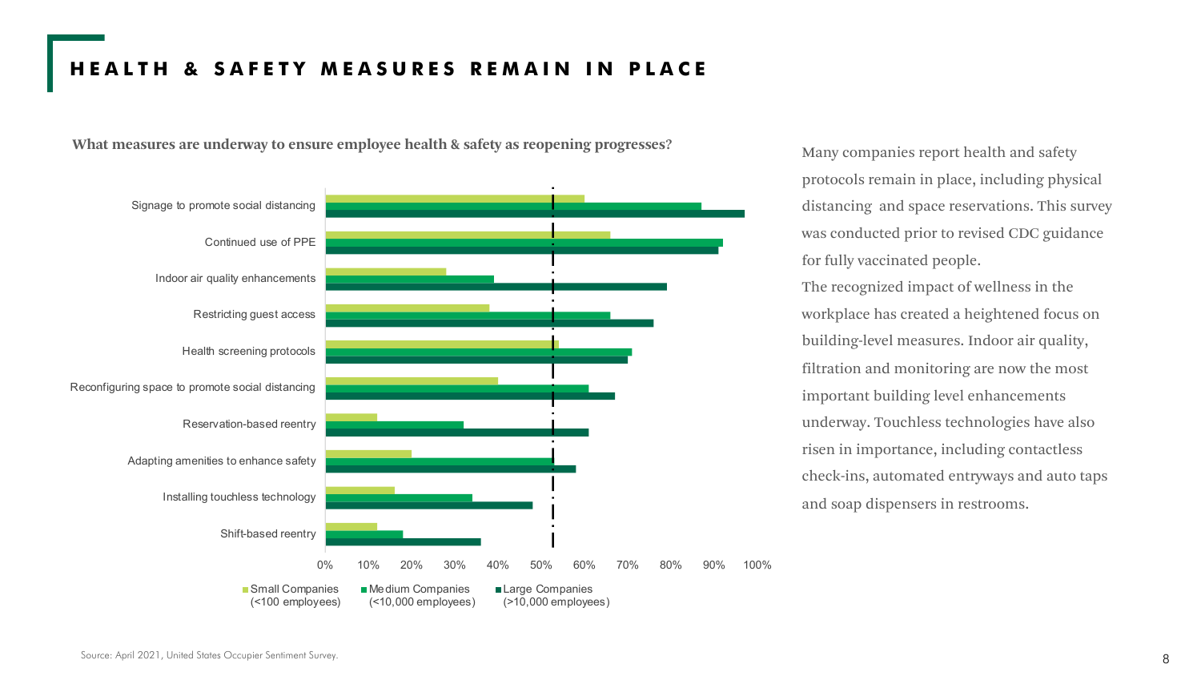# HEALTH & SAFETY MEASURES REMAIN IN PLACE

**What measures are underway to ensure employee health & safety as reopening progresses?**

| Measure | Small Companies (<100 employees) | Medium Companies (<10,000 employees) | Large Companies (>10,000 employees) |
|---|---|---|---|
| Signage to promote social distancing | ~60% | ~87% | ~97% |
| Continued use of PPE | ~66% | ~92% | ~91% |
| Indoor air quality enhancements | ~28% | ~39% | ~79% |
| Restricting guest access | ~38% | ~66% | ~76% |
| Health screening protocols | ~54% | ~71% | ~70% |
| Reconfiguring space to promote social distancing | ~40% | ~61% | ~67% |
| Reservation-based reentry | ~12% | ~32% | ~61% |
| Adapting amenities to enhance safety | ~20% | ~53% | ~58% |
| Installing touchless technology | ~16% | ~34% | ~48% |
| Shift-based reentry | ~12% | ~18% | ~36% |

Many companies report health and safety protocols remain in place, including physical distancing and space reservations. This survey was conducted prior to revised CDC guidance for fully vaccinated people.

The recognized impact of wellness in the workplace has created a heightened focus on building-level measures. Indoor air quality, filtration and monitoring are now the most important building level enhancements underway. Touchless technologies have also risen in importance, including contactless check-ins, automated entryways and auto taps and soap dispensers in restrooms.

Source: April 2021, United States Occupier Sentiment Survey.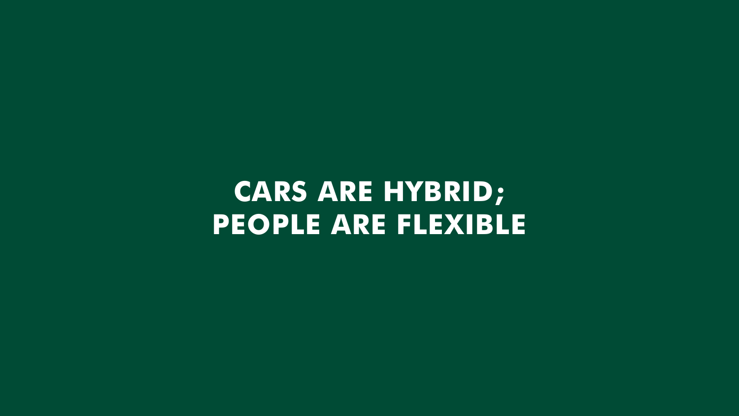# CARS ARE HYBRID; PEOPLE ARE FLEXIBLE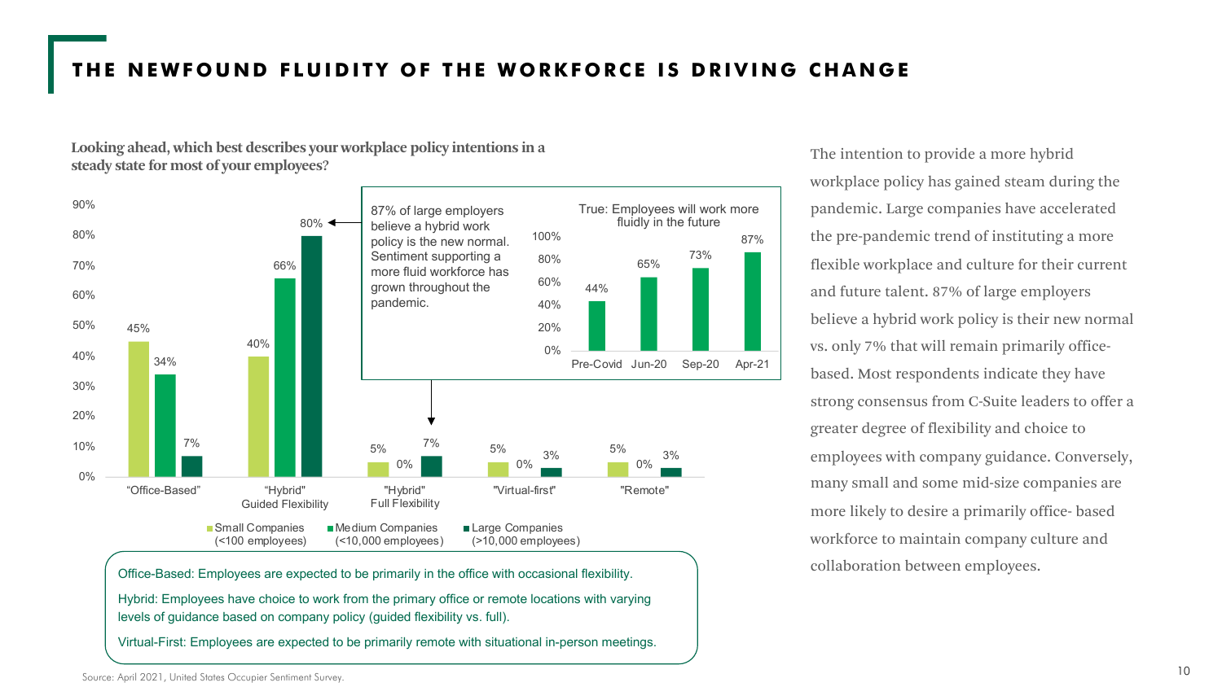# THE NEWFOUND FLUIDITY OF THE WORKFORCE IS DRIVING CHANGE

**Looking ahead, which best describes your workplace policy intentions in a steady state for most of your employees?**

| | Small Companies (<100 employees) | Medium Companies (<10,000 employees) | Large Companies (>10,000 employees) |
|---|---|---|---|
| "Office-Based" | 45% | 34% | 7% |
| "Hybrid" Guided Flexibility | 40% | 66% | 80% |
| "Hybrid" Full Flexibility | 5% | 0% | 7% |
| "Virtual-first" | 5% | 0% | 3% |
| "Remote" | 5% | 0% | 3% |

87% of large employers believe a hybrid work policy is the new normal. Sentiment supporting a more fluid workforce has grown throughout the pandemic.

**True: Employees will work more fluidly in the future**

| Pre-Covid | Jun-20 | Sep-20 | Apr-21 |
|---|---|---|---|
| 44% | 65% | 73% | 87% |

Office-Based: Employees are expected to be primarily in the office with occasional flexibility.

Hybrid: Employees have choice to work from the primary office or remote locations with varying levels of guidance based on company policy (guided flexibility vs. full).

Virtual-First: Employees are expected to be primarily remote with situational in-person meetings.

The intention to provide a more hybrid workplace policy has gained steam during the pandemic. Large companies have accelerated the pre-pandemic trend of instituting a more flexible workplace and culture for their current and future talent. 87% of large employers believe a hybrid work policy is their new normal vs. only 7% that will remain primarily office-based. Most respondents indicate they have strong consensus from C-Suite leaders to offer a greater degree of flexibility and choice to employees with company guidance. Conversely, many small and some mid-size companies are more likely to desire a primarily office- based workforce to maintain company culture and collaboration between employees.

Source: April 2021, United States Occupier Sentiment Survey.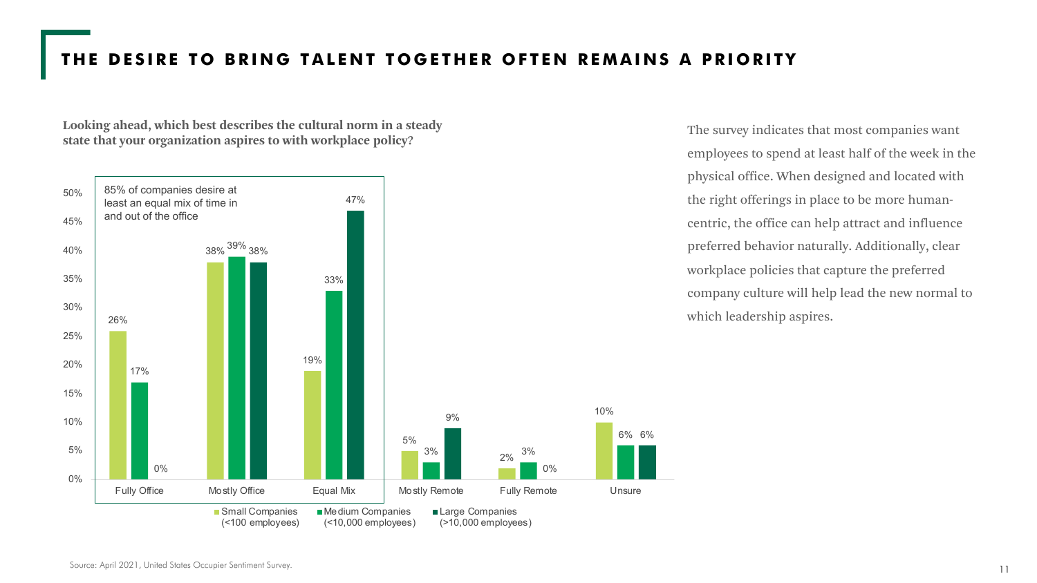# THE DESIRE TO BRING TALENT TOGETHER OFTEN REMAINS A PRIORITY

**Looking ahead, which best describes the cultural norm in a steady state that your organization aspires to with workplace policy?**

85% of companies desire at least an equal mix of time in and out of the office

| | Small Companies (<100 employees) | Medium Companies (<10,000 employees) | Large Companies (>10,000 employees) |
|---|---|---|---|
| Fully Office | 26% | 17% | 0% |
| Mostly Office | 38% | 39% | 38% |
| Equal Mix | 19% | 33% | 47% |
| Mostly Remote | 5% | 3% | 9% |
| Fully Remote | 2% | 3% | 0% |
| Unsure | 10% | 6% | 6% |

The survey indicates that most companies want employees to spend at least half of the week in the physical office. When designed and located with the right offerings in place to be more human-centric, the office can help attract and influence preferred behavior naturally. Additionally, clear workplace policies that capture the preferred company culture will help lead the new normal to which leadership aspires.

Source: April 2021, United States Occupier Sentiment Survey.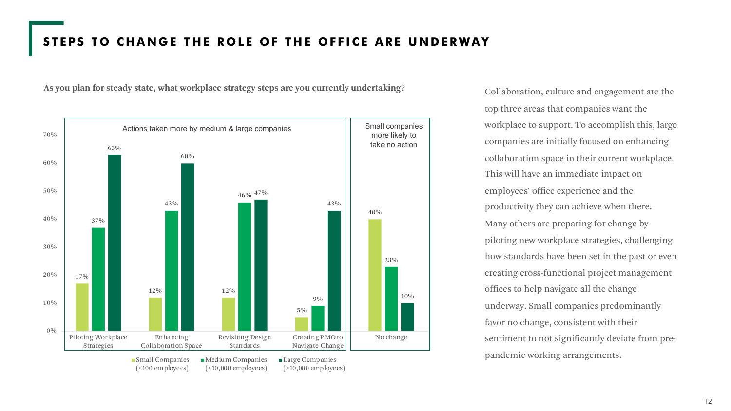## STEPS TO CHANGE THE ROLE OF THE OFFICE ARE UNDERWAY

**As you plan for steady state, what workplace strategy steps are you currently undertaking?**

Actions taken more by medium & large companies

Small companies more likely to take no action

| Step | Small Companies (<100 employees) | Medium Companies (<10,000 employees) | Large Companies (>10,000 employees) |
|---|---|---|---|
| Piloting Workplace Strategies | 17% | 37% | 63% |
| Enhancing Collaboration Space | 12% | 43% | 60% |
| Revisiting Design Standards | 12% | 46% | 47% |
| Creating PMO to Navigate Change | 5% | 9% | 43% |
| No change | 40% | 23% | 10% |

Collaboration, culture and engagement are the top three areas that companies want the workplace to support. To accomplish this, large companies are initially focused on enhancing collaboration space in their current workplace. This will have an immediate impact on employees' office experience and the productivity they can achieve when there. Many others are preparing for change by piloting new workplace strategies, challenging how standards have been set in the past or even creating cross-functional project management offices to help navigate all the change underway. Small companies predominantly favor no change, consistent with their sentiment to not significantly deviate from pre-pandemic working arrangements.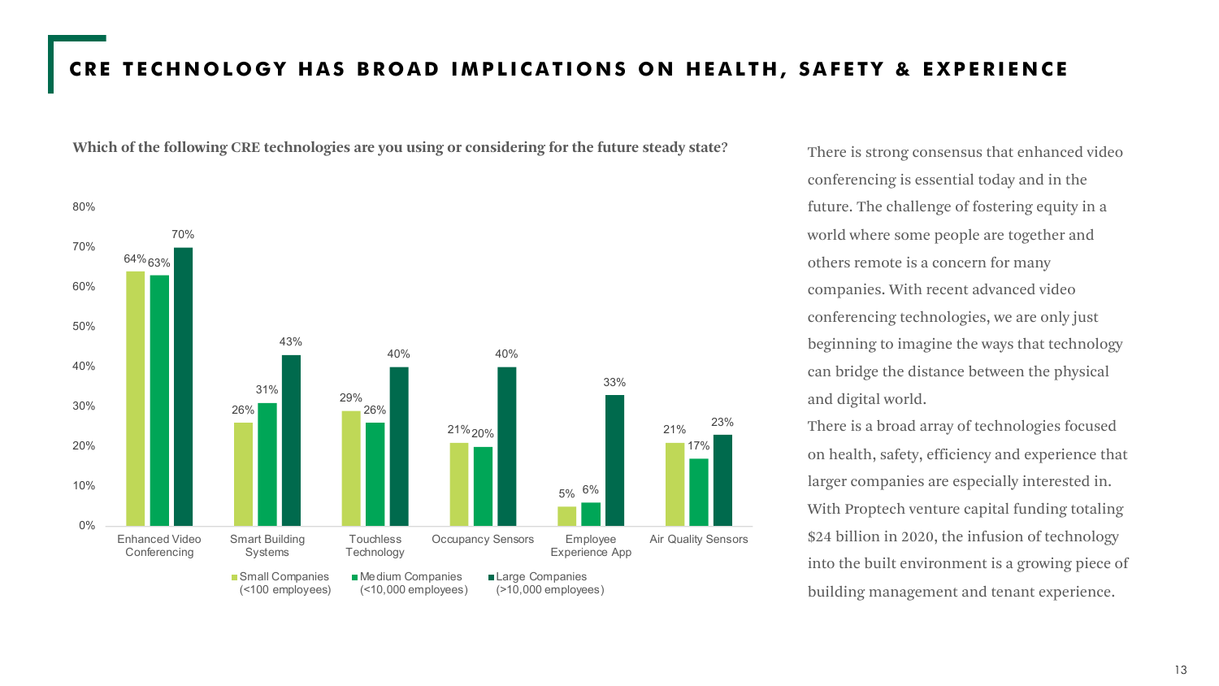# CRE TECHNOLOGY HAS BROAD IMPLICATIONS ON HEALTH, SAFETY & EXPERIENCE

**Which of the following CRE technologies are you using or considering for the future steady state?**

| | Small Companies (<100 employees) | Medium Companies (<10,000 employees) | Large Companies (>10,000 employees) |
|---|---|---|---|
| Enhanced Video Conferencing | 64% | 63% | 70% |
| Smart Building Systems | 26% | 31% | 43% |
| Touchless Technology | 29% | 26% | 40% |
| Occupancy Sensors | 21% | 20% | 40% |
| Employee Experience App | 5% | 6% | 33% |
| Air Quality Sensors | 21% | 17% | 23% |

There is strong consensus that enhanced video conferencing is essential today and in the future. The challenge of fostering equity in a world where some people are together and others remote is a concern for many companies. With recent advanced video conferencing technologies, we are only just beginning to imagine the ways that technology can bridge the distance between the physical and digital world.

There is a broad array of technologies focused on health, safety, efficiency and experience that larger companies are especially interested in. With Proptech venture capital funding totaling $24 billion in 2020, the infusion of technology into the built environment is a growing piece of building management and tenant experience.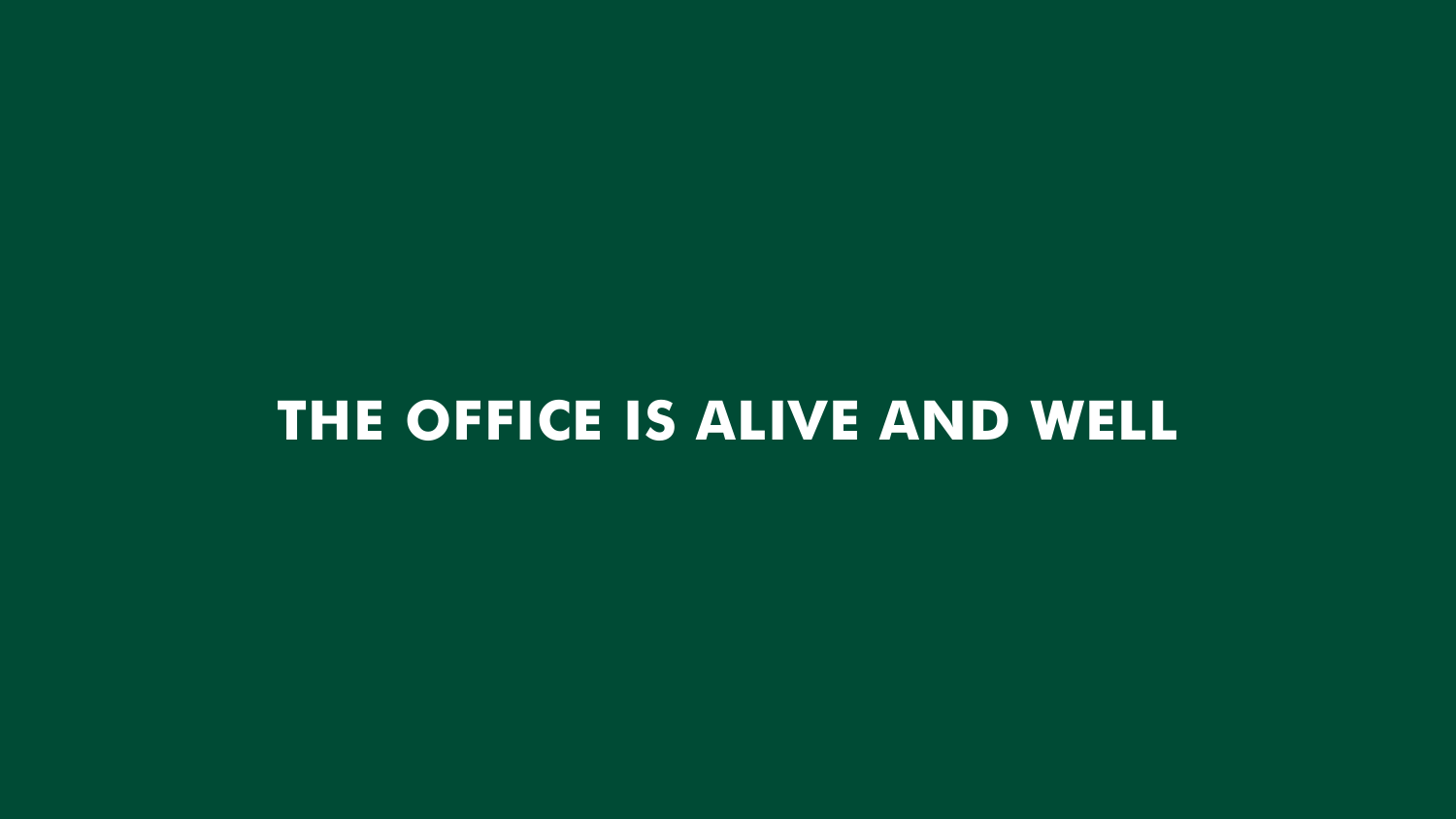# THE OFFICE IS ALIVE AND WELL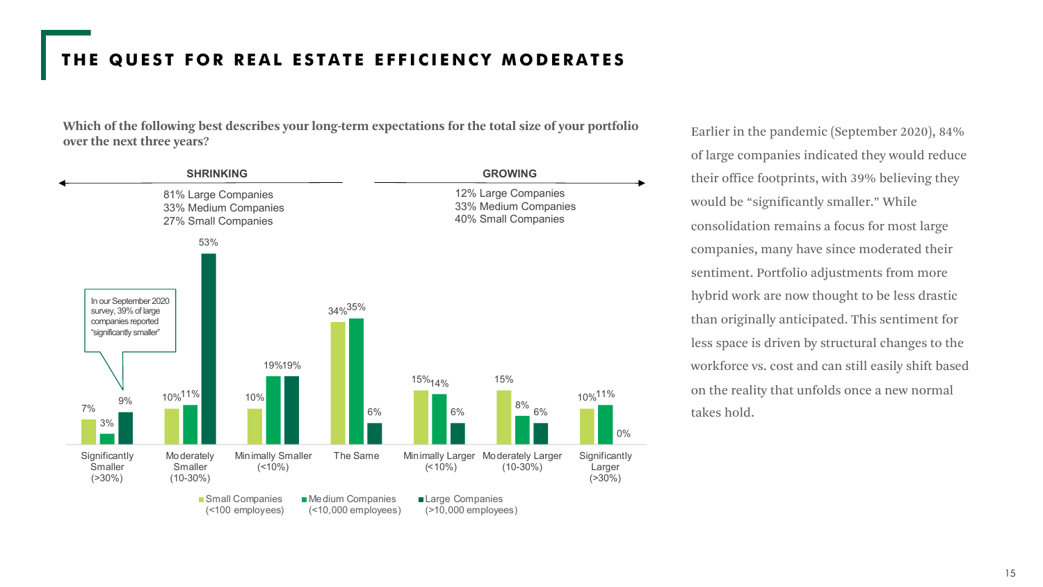# THE QUEST FOR REAL ESTATE EFFICIENCY MODERATES

**Which of the following best describes your long-term expectations for the total size of your portfolio over the next three years?**

**SHRINKING**

81% Large Companies
33% Medium Companies
27% Small Companies

**GROWING**

12% Large Companies
33% Medium Companies
40% Small Companies

| | Small Companies (<100 employees) | Medium Companies (<10,000 employees) | Large Companies (>10,000 employees) |
|---|---|---|---|
| Significantly Smaller (>30%) | 7% | 3% | 9% |
| Moderately Smaller (10-30%) | 10% | 11% | 53% |
| Minimally Smaller (<10%) | 10% | 19% | 19% |
| The Same | 34% | 35% | 6% |
| Minimally Larger (<10%) | 15% | 14% | 6% |
| Moderately Larger (10-30%) | 15% | 8% | 6% |
| Significantly Larger (>30%) | 10% | 11% | 0% |

In our September 2020 survey, 39% of large companies reported "significantly smaller"

Earlier in the pandemic (September 2020), 84% of large companies indicated they would reduce their office footprints, with 39% believing they would be "significantly smaller." While consolidation remains a focus for most large companies, many have since moderated their sentiment. Portfolio adjustments from more hybrid work are now thought to be less drastic than originally anticipated. This sentiment for less space is driven by structural changes to the workforce vs. cost and can still easily shift based on the reality that unfolds once a new normal takes hold.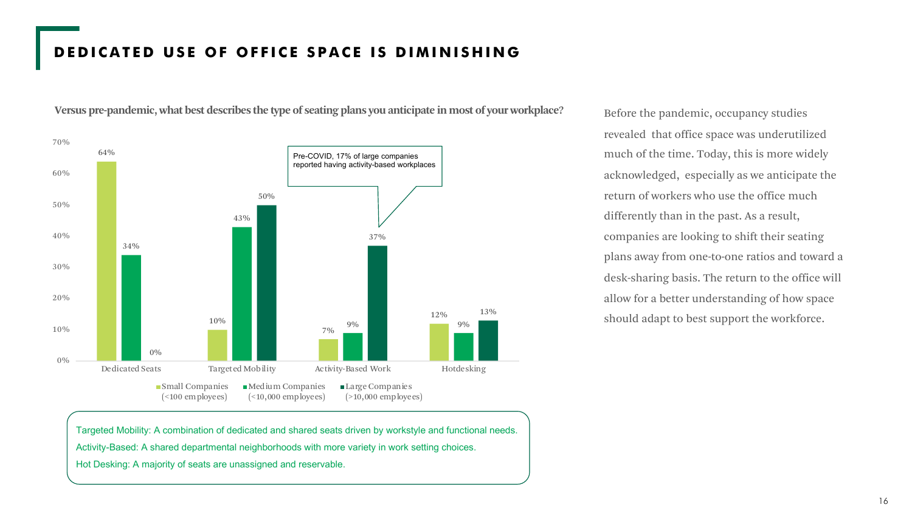# DEDICATED USE OF OFFICE SPACE IS DIMINISHING

**Versus pre-pandemic, what best describes the type of seating plans you anticipate in most of your workplace?**

| | Small Companies (<100 employees) | Medium Companies (<10,000 employees) | Large Companies (>10,000 employees) |
|---|---|---|---|
| Dedicated Seats | 64% | 34% | 0% |
| Targeted Mobility | 10% | 43% | 50% |
| Activity-Based Work | 7% | 9% | 37% |
| Hotdesking | 12% | 9% | 13% |

Pre-COVID, 17% of large companies reported having activity-based workplaces

Targeted Mobility: A combination of dedicated and shared seats driven by workstyle and functional needs.
Activity-Based: A shared departmental neighborhoods with more variety in work setting choices.
Hot Desking: A majority of seats are unassigned and reservable.

Before the pandemic, occupancy studies revealed that office space was underutilized much of the time. Today, this is more widely acknowledged, especially as we anticipate the return of workers who use the office much differently than in the past. As a result, companies are looking to shift their seating plans away from one-to-one ratios and toward a desk-sharing basis. The return to the office will allow for a better understanding of how space should adapt to best support the workforce.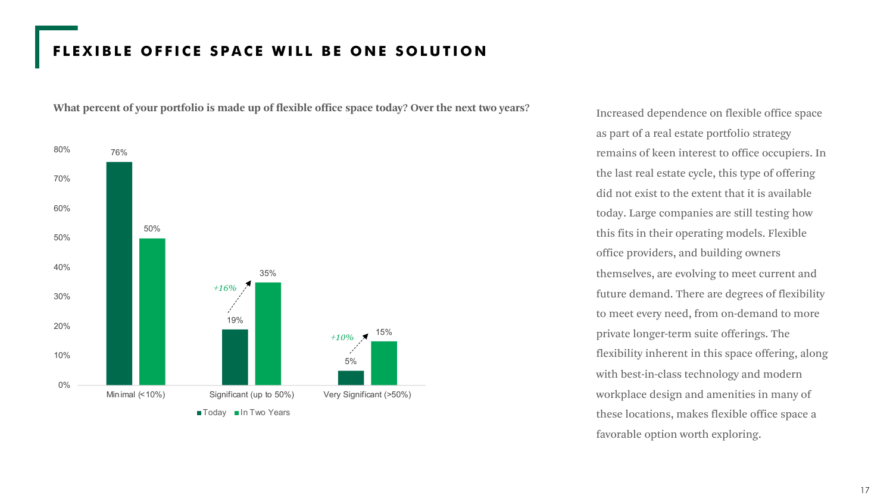# FLEXIBLE OFFICE SPACE WILL BE ONE SOLUTION

**What percent of your portfolio is made up of flexible office space today? Over the next two years?**

| | Today | In Two Years |
|---|---|---|
| Minimal (<10%) | 76% | 50% |
| Significant (up to 50%) | 19% | 35% (*+16%*) |
| Very Significant (>50%) | 5% | 15% (*+10%*) |

Increased dependence on flexible office space as part of a real estate portfolio strategy remains of keen interest to office occupiers. In the last real estate cycle, this type of offering did not exist to the extent that it is available today. Large companies are still testing how this fits in their operating models. Flexible office providers, and building owners themselves, are evolving to meet current and future demand. There are degrees of flexibility to meet every need, from on-demand to more private longer-term suite offerings. The flexibility inherent in this space offering, along with best-in-class technology and modern workplace design and amenities in many of these locations, makes flexible office space a favorable option worth exploring.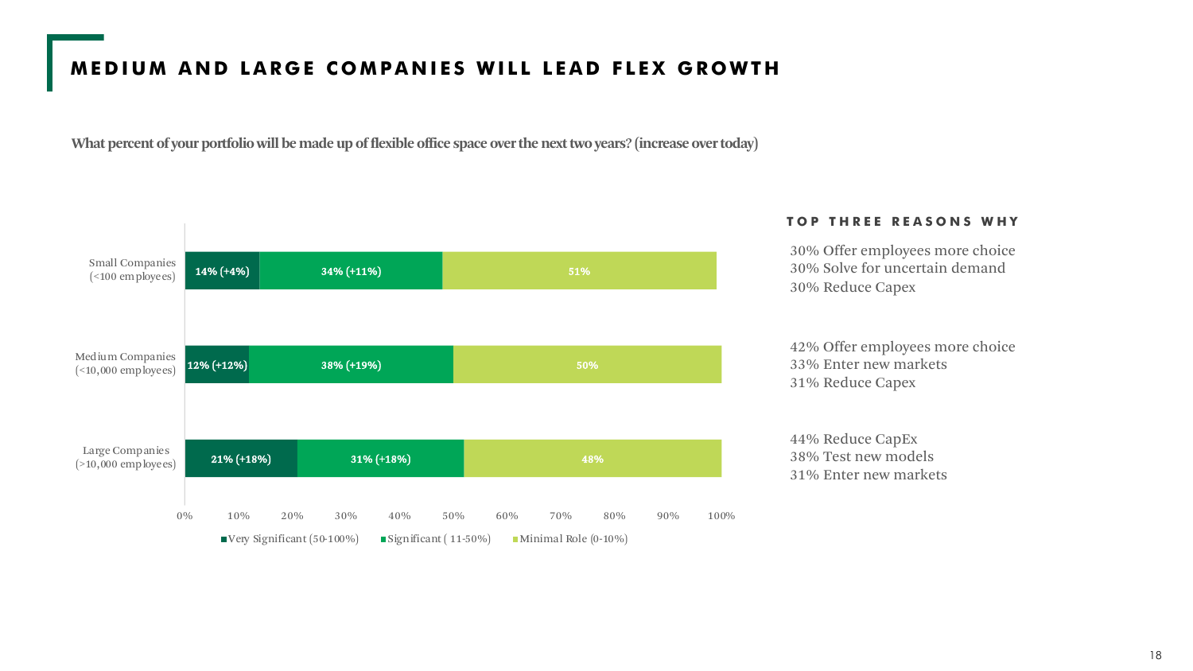# MEDIUM AND LARGE COMPANIES WILL LEAD FLEX GROWTH

**What percent of your portfolio will be made up of flexible office space over the next two years? (increase over today)**

| | Very Significant (50-100%) | Significant (11-50%) | Minimal Role (0-10%) |
|---|---|---|---|
| Small Companies (<100 employees) | 14% (+4%) | 34% (+11%) | 51% |
| Medium Companies (<10,000 employees) | 12% (+12%) | 38% (+19%) | 50% |
| Large Companies (>10,000 employees) | 21% (+18%) | 31% (+18%) | 48% |

### TOP THREE REASONS WHY

**Small Companies**
- 30% Offer employees more choice
- 30% Solve for uncertain demand
- 30% Reduce Capex

**Medium Companies**
- 42% Offer employees more choice
- 33% Enter new markets
- 31% Reduce Capex

**Large Companies**
- 44% Reduce CapEx
- 38% Test new models
- 31% Enter new markets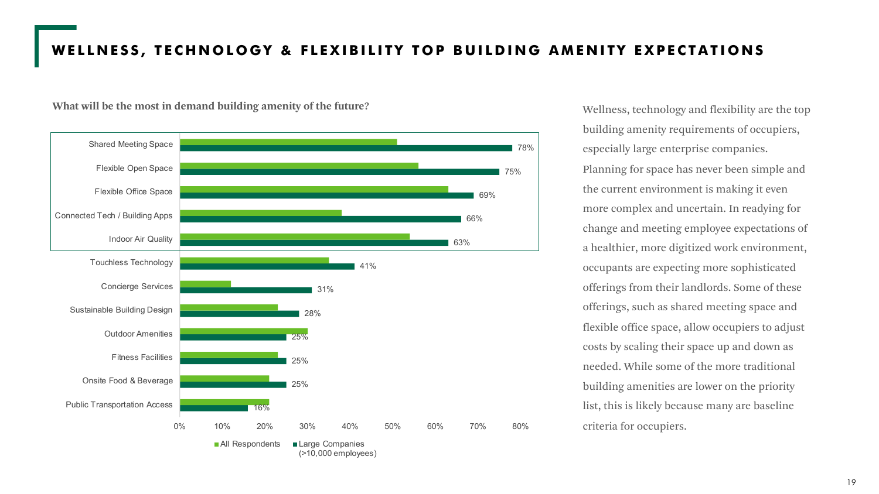# WELLNESS, TECHNOLOGY & FLEXIBILITY TOP BUILDING AMENITY EXPECTATIONS

**What will be the most in demand building amenity of the future?**

| Amenity | Large Companies (>10,000 employees) |
|---|---|
| Shared Meeting Space | 78% |
| Flexible Open Space | 75% |
| Flexible Office Space | 69% |
| Connected Tech / Building Apps | 66% |
| Indoor Air Quality | 63% |
| Touchless Technology | 41% |
| Concierge Services | 31% |
| Sustainable Building Design | 28% |
| Outdoor Amenities | 25% |
| Fitness Facilities | 25% |
| Onsite Food & Beverage | 25% |
| Public Transportation Access | 16% |

All Respondents / Large Companies (>10,000 employees)

Wellness, technology and flexibility are the top building amenity requirements of occupiers, especially large enterprise companies. Planning for space has never been simple and the current environment is making it even more complex and uncertain. In readying for change and meeting employee expectations of a healthier, more digitized work environment, occupants are expecting more sophisticated offerings from their landlords. Some of these offerings, such as shared meeting space and flexible office space, allow occupiers to adjust costs by scaling their space up and down as needed. While some of the more traditional building amenities are lower on the priority list, this is likely because many are baseline criteria for occupiers.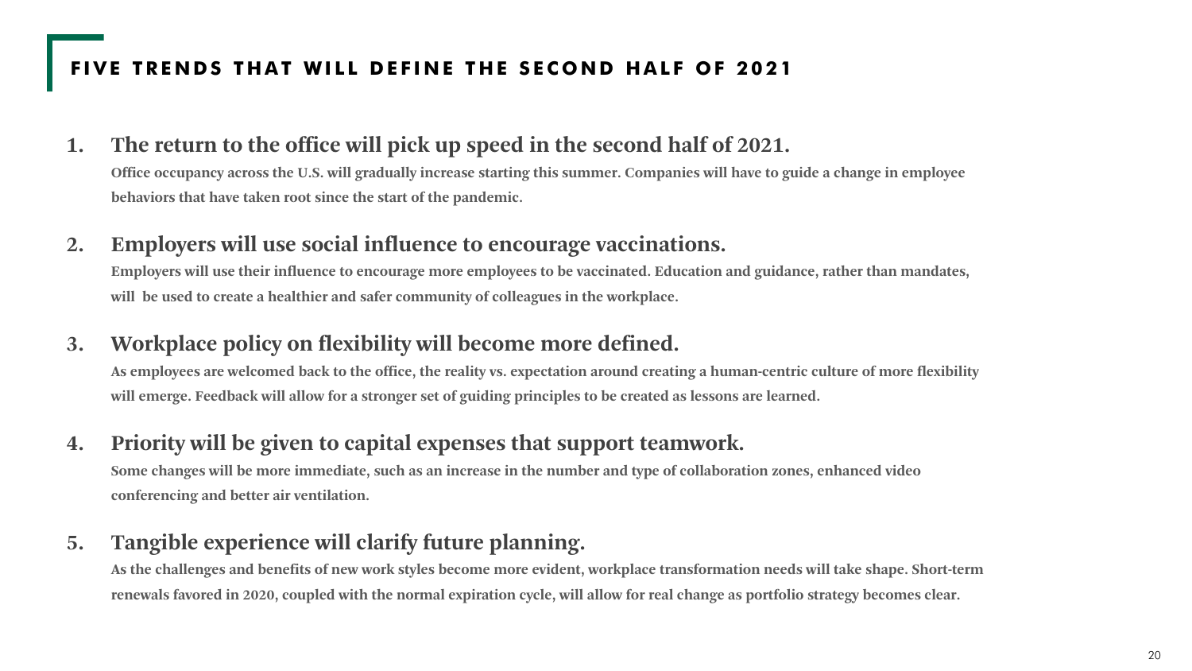## FIVE TRENDS THAT WILL DEFINE THE SECOND HALF OF 2021

1. **The return to the office will pick up speed in the second half of 2021.**
   **Office occupancy across the U.S. will gradually increase starting this summer. Companies will have to guide a change in employee behaviors that have taken root since the start of the pandemic.**

2. **Employers will use social influence to encourage vaccinations.**
   **Employers will use their influence to encourage more employees to be vaccinated. Education and guidance, rather than mandates, will be used to create a healthier and safer community of colleagues in the workplace.**

3. **Workplace policy on flexibility will become more defined.**
   **As employees are welcomed back to the office, the reality vs. expectation around creating a human-centric culture of more flexibility will emerge. Feedback will allow for a stronger set of guiding principles to be created as lessons are learned.**

4. **Priority will be given to capital expenses that support teamwork.**
   **Some changes will be more immediate, such as an increase in the number and type of collaboration zones, enhanced video conferencing and better air ventilation.**

5. **Tangible experience will clarify future planning.**
   **As the challenges and benefits of new work styles become more evident, workplace transformation needs will take shape. Short-term renewals favored in 2020, coupled with the normal expiration cycle, will allow for real change as portfolio strategy becomes clear.**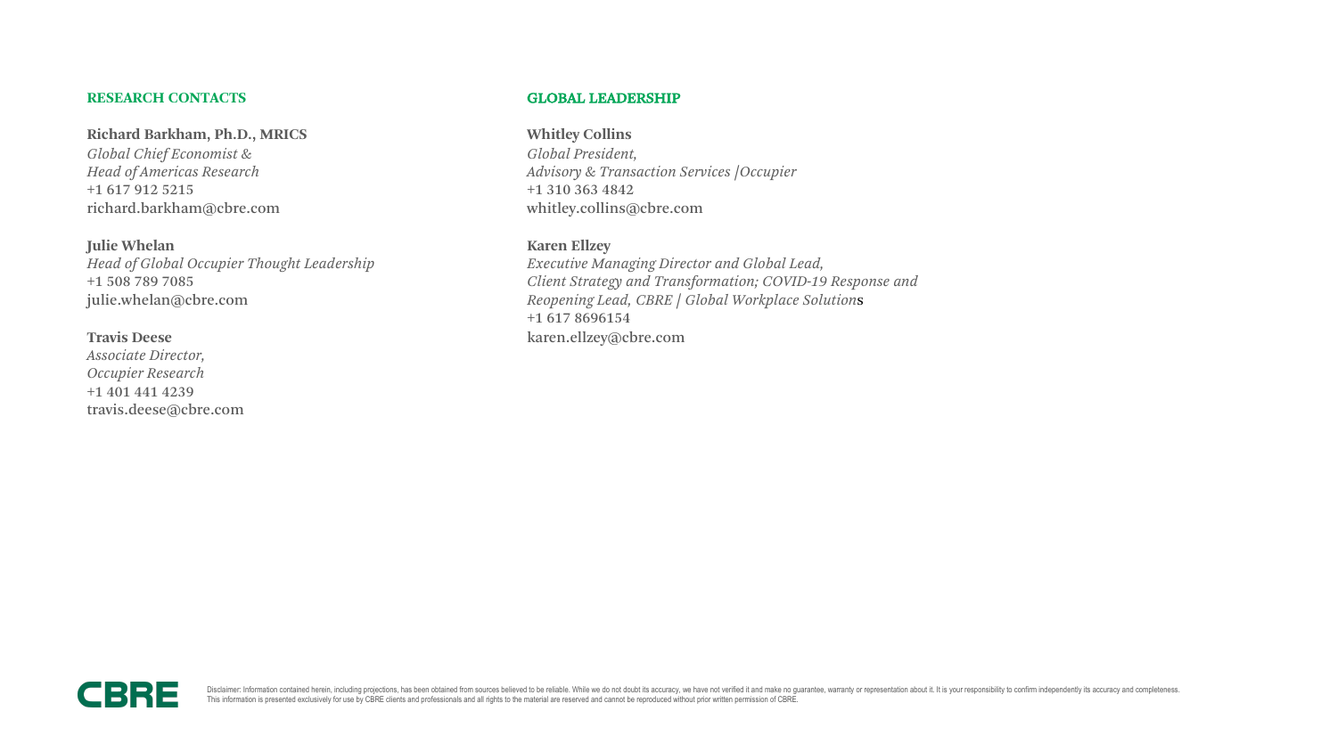## RESEARCH CONTACTS

**Richard Barkham, Ph.D., MRICS**
*Global Chief Economist &*
*Head of Americas Research*
+1 617 912 5215
richard.barkham@cbre.com

**Julie Whelan**
*Head of Global Occupier Thought Leadership*
+1 508 789 7085
julie.whelan@cbre.com

**Travis Deese**
*Associate Director,*
*Occupier Research*
+1 401 441 4239
travis.deese@cbre.com

## GLOBAL LEADERSHIP

**Whitley Collins**
*Global President,*
*Advisory & Transaction Services |Occupier*
+1 310 363 4842
whitley.collins@cbre.com

**Karen Ellzey**
*Executive Managing Director and Global Lead,*
*Client Strategy and Transformation; COVID-19 Response and*
*Reopening Lead, CBRE | Global Workplace Solutions*
+1 617 8696154
karen.ellzey@cbre.com

CBRE

Disclaimer: Information contained herein, including projections, has been obtained from sources believed to be reliable. While we do not doubt its accuracy, we have not verified it and make no guarantee, warranty or representation about it. It is your responsibility to confirm independently its accuracy and completeness. This information is presented exclusively for use by CBRE clients and professionals and all rights to the material are reserved and cannot be reproduced without prior written permission of CBRE.